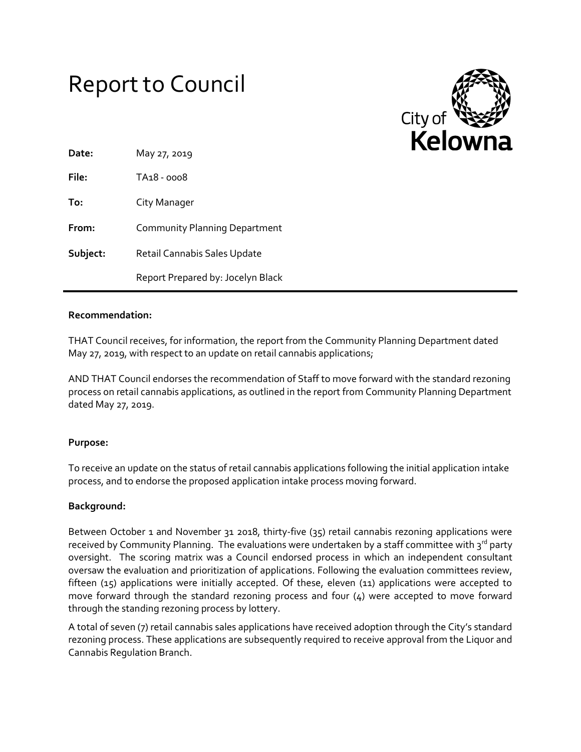# Report to Council

City of Kelowna

**Date:** May 27, 2019

**File:** TA18 - 0008

**To:** City Manager

**From:** Community Planning Department

**Subject:** Retail Cannabis Sales Update

Report Prepared by: Jocelyn Black

---

**Recommendation:**

THAT Council receives, for information, the report from the Community Planning Department dated May 27, 2019, with respect to an update on retail cannabis applications;

AND THAT Council endorses the recommendation of Staff to move forward with the standard rezoning process on retail cannabis applications, as outlined in the report from Community Planning Department dated May 27, 2019.

**Purpose:**

To receive an update on the status of retail cannabis applications following the initial application intake process, and to endorse the proposed application intake process moving forward.

**Background:**

Between October 1 and November 31 2018, thirty-five (35) retail cannabis rezoning applications were received by Community Planning. The evaluations were undertaken by a staff committee with 3rd party oversight. The scoring matrix was a Council endorsed process in which an independent consultant oversaw the evaluation and prioritization of applications. Following the evaluation committees review, fifteen (15) applications were initially accepted. Of these, eleven (11) applications were accepted to move forward through the standard rezoning process and four (4) were accepted to move forward through the standing rezoning process by lottery.

A total of seven (7) retail cannabis sales applications have received adoption through the City's standard rezoning process. These applications are subsequently required to receive approval from the Liquor and Cannabis Regulation Branch.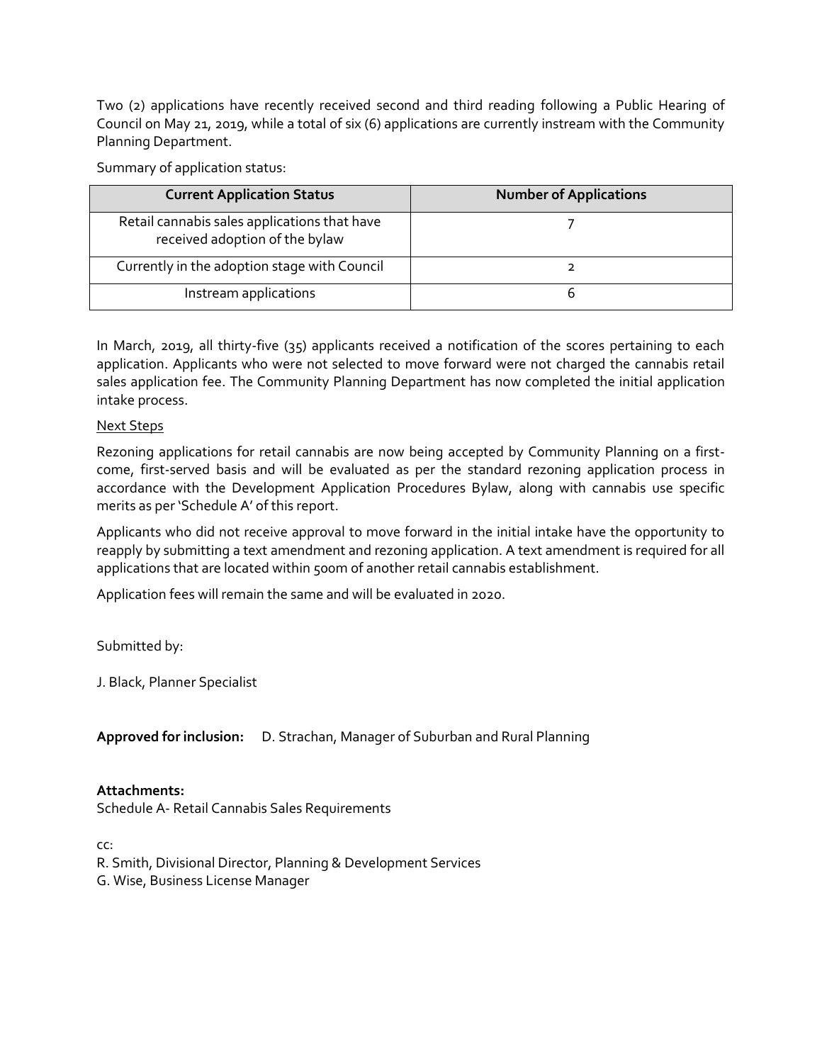Two (2) applications have recently received second and third reading following a Public Hearing of Council on May 21, 2019, while a total of six (6) applications are currently instream with the Community Planning Department.

Summary of application status:

| Current Application Status | Number of Applications |
|---|---|
| Retail cannabis sales applications that have received adoption of the bylaw | 7 |
| Currently in the adoption stage with Council | 2 |
| Instream applications | 6 |

In March, 2019, all thirty-five (35) applicants received a notification of the scores pertaining to each application. Applicants who were not selected to move forward were not charged the cannabis retail sales application fee. The Community Planning Department has now completed the initial application intake process.

Next Steps

Rezoning applications for retail cannabis are now being accepted by Community Planning on a first-come, first-served basis and will be evaluated as per the standard rezoning application process in accordance with the Development Application Procedures Bylaw, along with cannabis use specific merits as per 'Schedule A' of this report.

Applicants who did not receive approval to move forward in the initial intake have the opportunity to reapply by submitting a text amendment and rezoning application. A text amendment is required for all applications that are located within 500m of another retail cannabis establishment.

Application fees will remain the same and will be evaluated in 2020.

Submitted by:

J. Black, Planner Specialist

**Approved for inclusion:** D. Strachan, Manager of Suburban and Rural Planning

**Attachments:**
Schedule A- Retail Cannabis Sales Requirements

cc:
R. Smith, Divisional Director, Planning & Development Services
G. Wise, Business License Manager